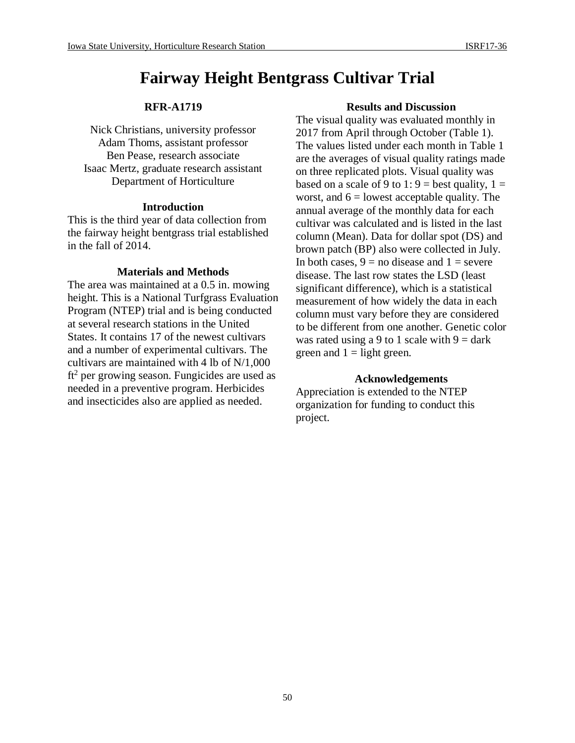# Fairway Height Bentgrass Cultivar Trial

**RFR-A1719**

Nick Christians, university professor
Adam Thoms, assistant professor
Ben Pease, research associate
Isaac Mertz, graduate research assistant
Department of Horticulture

### Introduction

This is the third year of data collection from the fairway height bentgrass trial established in the fall of 2014.

### Materials and Methods

The area was maintained at a 0.5 in. mowing height. This is a National Turfgrass Evaluation Program (NTEP) trial and is being conducted at several research stations in the United States. It contains 17 of the newest cultivars and a number of experimental cultivars. The cultivars are maintained with 4 lb of N/1,000 $ft^2$ per growing season. Fungicides are used as needed in a preventive program. Herbicides and insecticides also are applied as needed.

### Results and Discussion

The visual quality was evaluated monthly in 2017 from April through October (Table 1). The values listed under each month in Table 1 are the averages of visual quality ratings made on three replicated plots. Visual quality was based on a scale of 9 to 1: 9 = best quality, 1 = worst, and 6 = lowest acceptable quality. The annual average of the monthly data for each cultivar was calculated and is listed in the last column (Mean). Data for dollar spot (DS) and brown patch (BP) also were collected in July. In both cases, 9 = no disease and 1 = severe disease. The last row states the LSD (least significant difference), which is a statistical measurement of how widely the data in each column must vary before they are considered to be different from one another. Genetic color was rated using a 9 to 1 scale with 9 = dark green and 1 = light green.

### Acknowledgements

Appreciation is extended to the NTEP organization for funding to conduct this project.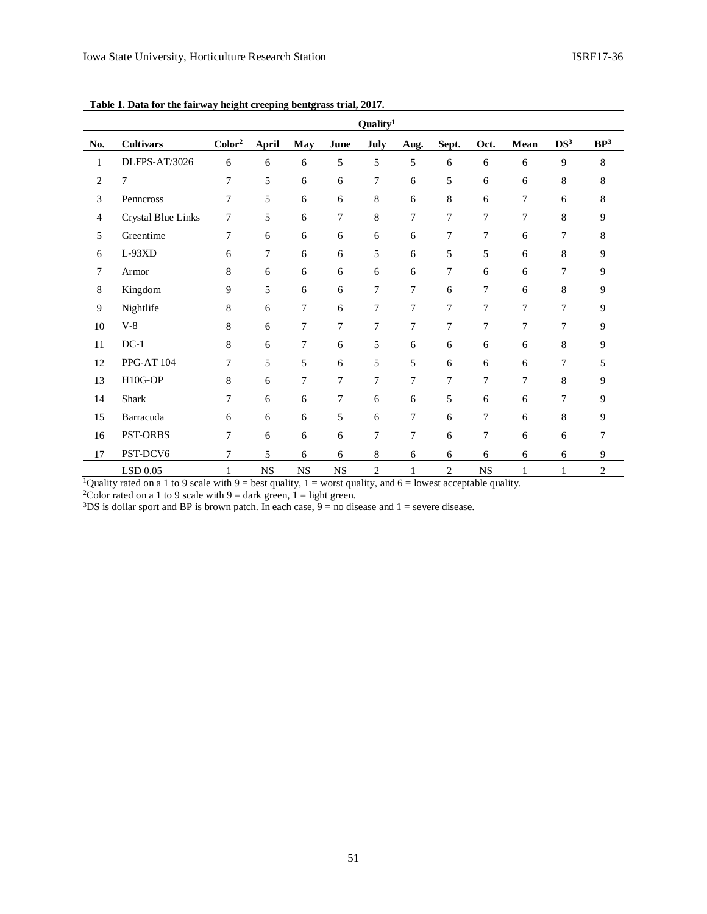**Table 1. Data for the fairway height creeping bentgrass trial, 2017.**

| | | | Quality[1] | | | | | | | | | |
|---|---|---|---|---|---|---|---|---|---|---|---|---|
| No. | Cultivars | Color[2] | April | May | June | July | Aug. | Sept. | Oct. | Mean | DS[3] | BP[3] |
| 1 | DLFPS-AT/3026 | 6 | 6 | 6 | 5 | 5 | 5 | 6 | 6 | 6 | 9 | 8 |
| 2 | 7 | 7 | 5 | 6 | 6 | 7 | 6 | 5 | 6 | 6 | 8 | 8 |
| 3 | Penncross | 7 | 5 | 6 | 6 | 8 | 6 | 8 | 6 | 7 | 6 | 8 |
| 4 | Crystal Blue Links | 7 | 5 | 6 | 7 | 8 | 7 | 7 | 7 | 7 | 8 | 9 |
| 5 | Greentime | 7 | 6 | 6 | 6 | 6 | 6 | 7 | 7 | 6 | 7 | 8 |
| 6 | L-93XD | 6 | 7 | 6 | 6 | 5 | 6 | 5 | 5 | 6 | 8 | 9 |
| 7 | Armor | 8 | 6 | 6 | 6 | 6 | 6 | 7 | 6 | 6 | 7 | 9 |
| 8 | Kingdom | 9 | 5 | 6 | 6 | 7 | 7 | 6 | 7 | 6 | 8 | 9 |
| 9 | Nightlife | 8 | 6 | 7 | 6 | 7 | 7 | 7 | 7 | 7 | 7 | 9 |
| 10 | V-8 | 8 | 6 | 7 | 7 | 7 | 7 | 7 | 7 | 7 | 7 | 9 |
| 11 | DC-1 | 8 | 6 | 7 | 6 | 5 | 6 | 6 | 6 | 6 | 8 | 9 |
| 12 | PPG-AT 104 | 7 | 5 | 5 | 6 | 5 | 5 | 6 | 6 | 6 | 7 | 5 |
| 13 | H10G-OP | 8 | 6 | 7 | 7 | 7 | 7 | 7 | 7 | 7 | 8 | 9 |
| 14 | Shark | 7 | 6 | 6 | 7 | 6 | 6 | 5 | 6 | 6 | 7 | 9 |
| 15 | Barracuda | 6 | 6 | 6 | 5 | 6 | 7 | 6 | 7 | 6 | 8 | 9 |
| 16 | PST-ORBS | 7 | 6 | 6 | 6 | 7 | 7 | 6 | 7 | 6 | 6 | 7 |
| 17 | PST-DCV6 | 7 | 5 | 6 | 6 | 8 | 6 | 6 | 6 | 6 | 6 | 9 |
| | LSD 0.05 | 1 | NS | NS | NS | 2 | 1 | 2 | NS | 1 | 1 | 2 |

[1]Quality rated on a 1 to 9 scale with 9 = best quality, 1 = worst quality, and 6 = lowest acceptable quality.

[2]Color rated on a 1 to 9 scale with 9 = dark green, 1 = light green.

[3]DS is dollar sport and BP is brown patch. In each case, 9 = no disease and 1 = severe disease.